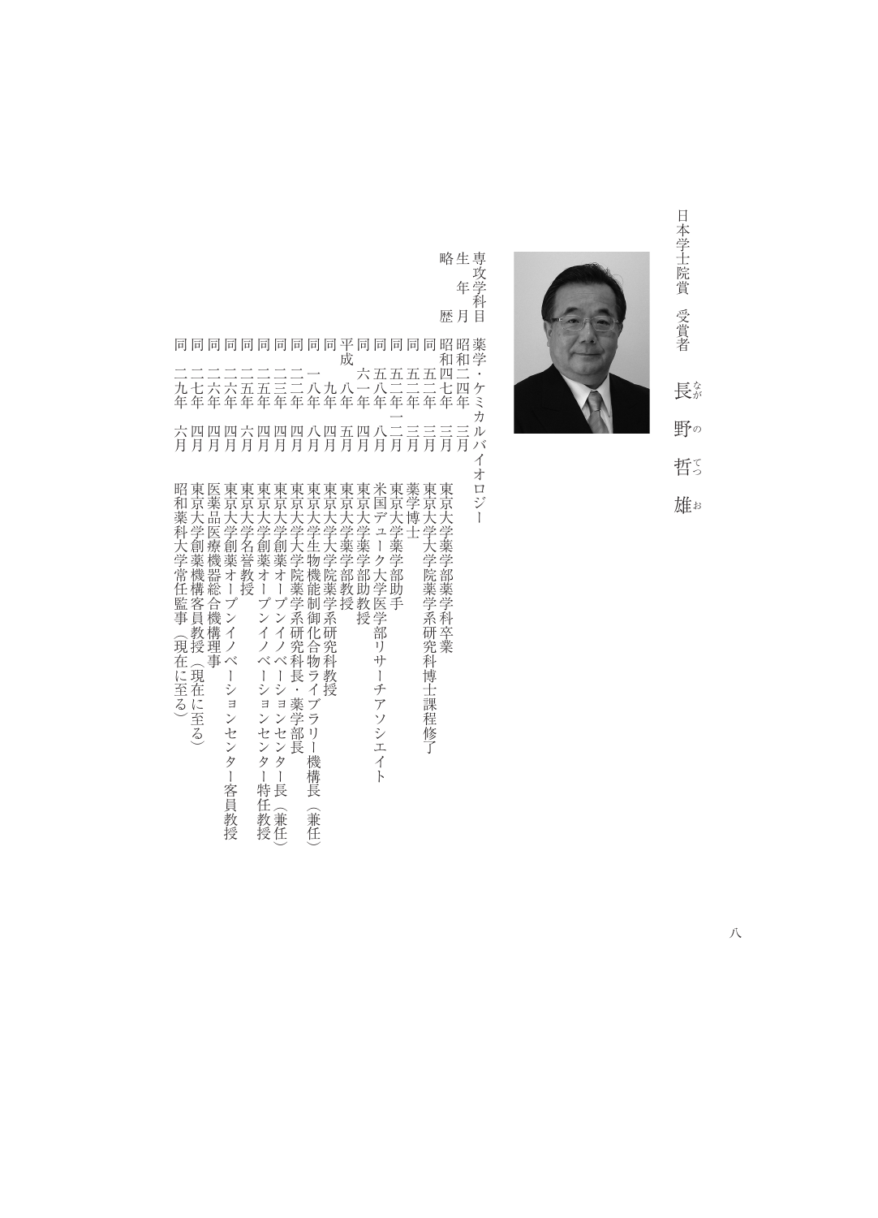日本学士院賞　受賞者

# 長野（ながの）哲雄（てつお）

専攻学科目　薬学・ケミカルバイオロジー

生年月　昭和二四年三月

略歴

- 昭和四七年　三月　東京大学薬学部薬学科卒業
- 同　五二年　三月　東京大学大学院薬学系研究科博士課程修了
- 同　五二年　三月　薬学博士
- 同　五二年一二月　東京大学薬学部助手
- 同　五八年　八月　米国デューク大学医学部リサーチアソシエイト
- 同　六一年　四月　東京大学薬学部助教授
- 平成　八年　五月　東京大学薬学部教授
- 同　　九年　四月　東京大学大学院薬学系研究科教授
- 同　一八年　八月　東京大学生物機能制御化合物ライブラリー機構長（兼任）
- 同　二二年　四月　東京大学大学院薬学系研究科長・薬学部長
- 同　二三年　四月　東京大学創薬オープンイノベーションセンター長（兼任）
- 同　二五年　四月　東京大学創薬オープンイノベーションセンター特任教授
- 同　二五年　六月　東京大学名誉教授
- 同　二六年　四月　東京大学創薬オープンイノベーションセンター客員教授
- 同　二六年　四月　医薬品医療機器総合機構理事
- 同　二七年　四月　東京大学創薬機構客員教授（現在に至る）
- 同　二九年　六月　昭和薬科大学常任監事（現在に至る）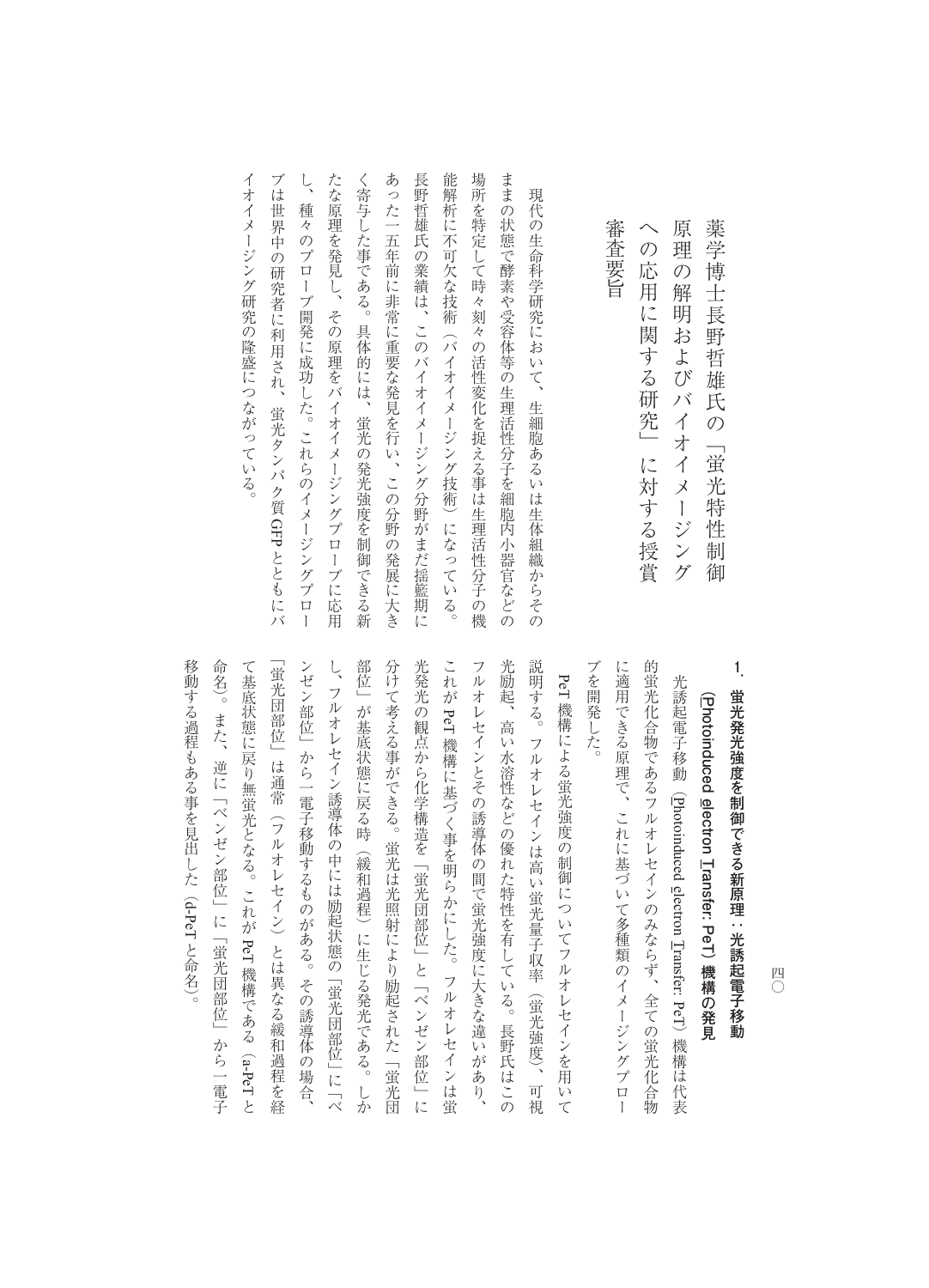# 薬学博士長野哲雄氏の「蛍光特性制御原理の解明およびバイオイメージングへの応用に関する研究」に対する授賞審査要旨

現代の生命科学研究において、生細胞あるいは生体組織からそのままの状態で酵素や受容体等の生理活性分子を細胞内小器官などの場所を特定して時々刻々の活性変化を捉える事は生理活性分子の機能解析に不可欠な技術（バイオイメージング技術）になっている。長野哲雄氏の業績は、このバイオイメージング分野がまだ揺籃期にあった一五年前に非常に重要な発見を行い、この分野の発展に大きく寄与した事である。具体的には、蛍光の発光強度を制御できる新たな原理を発見し、その原理をバイオイメージングプローブに応用し、種々のプローブ開発に成功した。これらのイメージングプローブは世界中の研究者に利用され、蛍光タンパク質 GFP とともにバイオイメージング研究の隆盛につながっている。

## 1．蛍光発光強度を制御できる新原理：光誘起電子移動（Photoinduced electron Transfer: PeT）機構の発見

光誘起電子移動（Photoinduced electron Transfer: PeT）機構は代表的蛍光化合物であるフルオレセインのみならず、全ての蛍光化合物に適用できる原理で、これに基づいて多種類のイメージングプローブを開発した。

PeT 機構による蛍光強度の制御についてフルオレセインを用いて説明する。フルオレセインは高い蛍光量子収率（蛍光強度）、可視光励起、高い水溶性などの優れた特性を有している。長野氏はこのフルオレセインとその誘導体の間で蛍光強度に大きな違いがあり、これが PeT 機構に基づく事を明らかにした。フルオレセインは蛍光発光の観点から化学構造を「蛍光団部位」と「ベンゼン部位」に分けて考える事ができる。蛍光は光照射により励起された「蛍光団部位」が基底状態に戻る時（緩和過程）に生じる発光である。しかし、フルオレセイン誘導体の中には励起状態の「蛍光団部位」に「ベンゼン部位」から一電子移動するものがある。その誘導体の場合、「蛍光団部位」は通常（フルオレセイン）とは異なる緩和過程を経て基底状態に戻り無蛍光となる。これが PeT 機構である（a-PeT と命名）。また、逆に「ベンゼン部位」に「蛍光団部位」から一電子移動する過程もある事を見出した（d-PeT と命名）。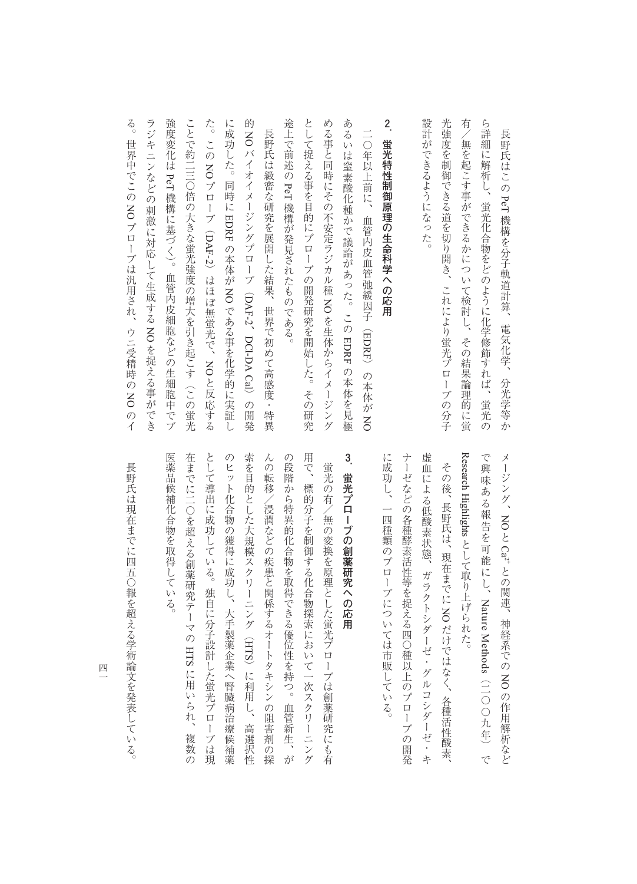長野氏はこのPeT機構を分子軌道計算、電気化学、分光学等から詳細に解析し、蛍光化合物をどのように化学修飾すれば、蛍光の有／無を起こす事ができるかについて検討し、その結果論理的に蛍光強度を制御できる道を切り開き、これにより蛍光プローブの分子設計ができるようになった。

## 2．蛍光特性制御原理の生命科学への応用

二〇年以上前に、血管内皮血管弛緩因子（EDRF）の本体がNOあるいは窒素酸化種かで議論があった。このEDRFの本体を見極める事と同時にその不安定ラジカル種NOを生体からイメージングとして捉える事を目的にプローブの開発研究を開始した。その研究途上で前述のPeT機構が発見されたものである。

長野氏は緻密な研究を展開した結果、世界で初めて高感度・特異的NOバイオイメージングプローブ（DAF-2、DCI-DA Cal）の開発に成功した。同時にEDRFの本体がNOである事を化学的に実証した。このNOプローブ（DAF-2）はほぼ無蛍光で、NOと反応することで約二三〇倍の大きな蛍光強度の増大を引き起こす（この蛍光強度変化はPeT機構に基づく）。血管内皮細胞などの生細胞中でブラジキニンなどの刺激に対応して生成するNOを捉える事ができる。世界中でこのNOプローブは汎用され、ウニ受精時のNOのイメージング、NOと$Ca^{2+}$との関連、神経系でのNOの作用解析などで興味ある報告を可能にし、Nature Methods（二〇〇九年）でResearch Highlightsとして取り上げられた。

その後、長野氏は、現在までにNOだけではなく、各種活性酸素、虚血による低酸素状態、ガラクトシダーゼ・グルコシダーゼ・キナーゼなどの各種酵素活性等を捉える四〇種以上のプローブの開発に成功し、一四種類のプローブについては市販している。

## 3．蛍光プローブの創薬研究への応用

蛍光の有／無の変換を原理とした蛍光プローブは創薬研究にも有用で、標的分子を制御する化合物探索において一次スクリーニングの段階から特異的化合物を取得できる優位性を持つ。血管新生、がんの転移／浸潤などの疾患と関係するオートタキシンの阻害剤の探索を目的とした大規模スクリーニング（HTS）に利用し、高選択性のヒット化合物の獲得に成功し、大手製薬企業へ腎臓病治療候補薬として導出に成功している。独自に分子設計した蛍光プローブは現在までに二〇を超える創薬研究テーマのHTSに用いられ、複数の医薬品候補化合物を取得している。

長野氏は現在までに四五〇報を超える学術論文を発表している。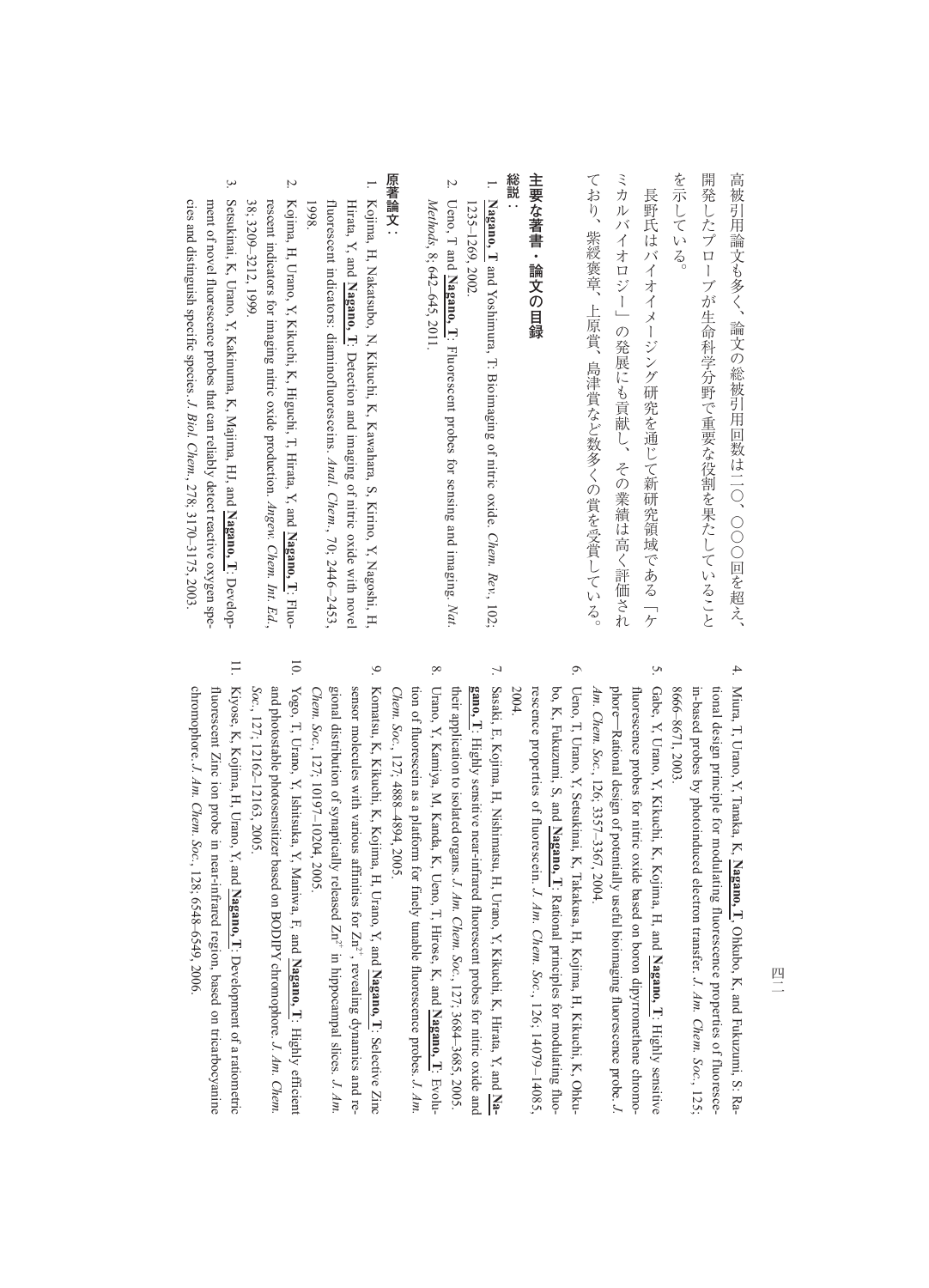高被引用論文も多く、論文の総被引用回数は二〇、〇〇〇回を超え、開発したプローブが生命科学分野で重要な役割を果たしていることを示している。

長野氏はバイオイメージング研究を通じて新研究領域である「ケミカルバイオロジー」の発展にも貢献し、その業績は高く評価されており、紫綬褒章、上原賞、島津賞など数多くの賞を受賞している。

## 主要な著書・論文の目録

### 総説：

1. **Nagano, T** and Yoshimura, T: Bioimaging of nitric oxide. *Chem. Rev.*, 102; 1235–1269, 2002.
2. Ueno, T and **Nagano, T**: Fluorescent probes for sensing and imaging. *Nat. Methods*, 8; 642–645, 2011.

### 原著論文：

1. Kojima, H, Nakatsubo, N, Kikuchi, K, Kawahara, S, Kirino, Y, Nagoshi, H, Hirata, Y, and **Nagano, T**: Detection and imaging of nitric oxide with novel fluorescent indicators: diaminofluoresceins. *Anal. Chem.*, 70; 2446–2453, 1998.
2. Kojima, H, Urano, Y, Kikuchi, K, Higuchi, T, Hirata, Y, and **Nagano, T**: Fluorescent indicators for imaging nitric oxide production. *Angew. Chem. Int. Ed.*, 38; 3209–3212, 1999.
3. Setsukinai, K, Urano, Y, Kakinuma, K, Majima, HJ, and **Nagano, T**: Development of novel fluorescence probes that can reliably detect reactive oxygen species and distinguish specific species. *J. Biol. Chem.*, 278; 3170–3175, 2003.
4. Miura, T, Urano, Y, Tanaka, K, **Nagano, T**, Ohkubo, K, and Fukuzumi, S: Rational design principle for modulating fluorescence properties of fluorescein-based probes by photoinduced electron transfer. *J. Am. Chem. Soc.*, 125; 8666–8671, 2003.
5. Gabe, Y, Urano, Y, Kikuchi, K, Kojima, H, and **Nagano, T**: Highly sensitive fluorescence probes for nitric oxide based on boron dipyrromethene chromophore—Rational design of potentially useful bioimaging fluorescence probe. *J. Am. Chem. Soc.*, 126; 3357–3367, 2004.
6. Ueno, T, Urano, Y, Setsukinai, K, Takakusa, H, Kojima, H, Kikuchi, K, Ohkubo, K, Fukuzumi, S, and **Nagano, T**: Rational principles for modulating fluorescence properties of fluorescein. *J. Am. Chem. Soc.*, 126; 14079–14085, 2004.
7. Sasaki, E, Kojima, H, Nishimatsu, H, Urano, Y, Kikuchi, K, Hirata, Y, and **Nagano, T**: Highly sensitive near-infrared fluorescent probes for nitric oxide and their application to isolated organs. *J. Am. Chem. Soc.*, 127; 3684–3685, 2005.
8. Urano, Y, Kamiya, M, Kanda, K, Ueno, T, Hirose, K, and **Nagano, T**: Evolution of fluorescein as a platform for finely tunable fluorescence probes. *J. Am. Chem. Soc.*, 127; 4888–4894, 2005.
9. Komatsu, K, Kikuchi, K, Kojima, H, Urano, Y, and **Nagano, T**: Selective Zinc sensor molecules with various affinities for $Zn^{2+}$, revealing dynamics and regional distribution of synaptically released $Zn^{2+}$ in hippocampal slices. *J. Am. Chem. Soc.*, 127; 10197–10204, 2005.
10. Yogo, T, Urano, Y, Ishitsuka, Y, Maniwa, F, and **Nagano, T**: Highly efficient and photostable photosensitizer based on BODIPY chromophore. *J. Am. Chem. Soc.*, 127; 12162–12163, 2005.
11. Kiyose, K, Kojima, H, Urano, Y, and **Nagano, T**: Development of a ratiometric fluorescent Zinc ion probe in near-infrared region, based on tricarbocyanine chromophore. *J. Am. Chem. Soc.*, 128; 6548–6549, 2006.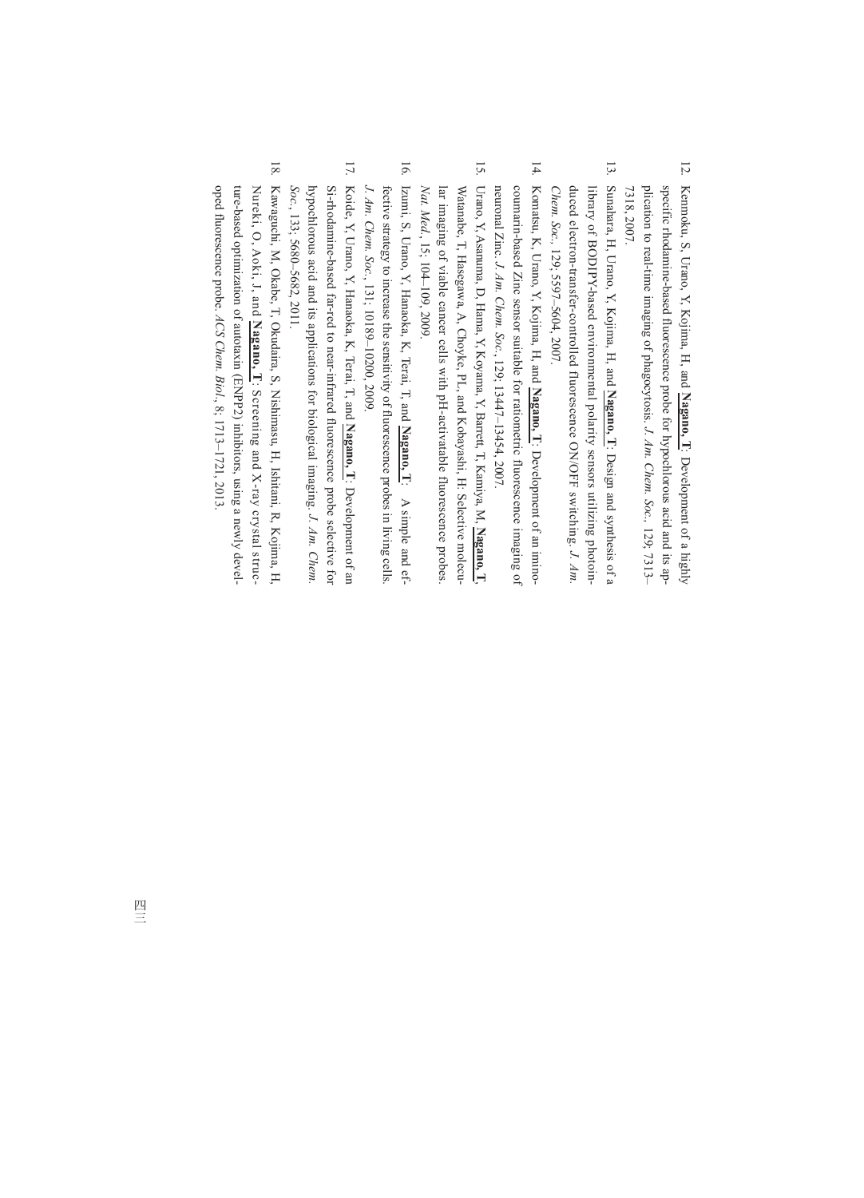12. Kenmoku, S, Urano, Y, Kojima, H, and **Nagano, T**: Development of a highly specific rhodamine-based fluorescence probe for hypochlorous acid and its application to real-time imaging of phagocytosis. *J. Am. Chem. Soc.*, 129; 7313–7318, 2007.
13. Sunahara, H, Urano, Y, Kojima, H, and **Nagano, T**: Design and synthesis of a library of BODIPY-based environmental polarity sensors utilizing photoinduced electron-transfer-controlled fluorescence ON/OFF switching. *J. Am. Chem. Soc.*, 129; 5597–5604, 2007.
14. Komatsu, K, Urano, Y, Kojima, H, and **Nagano, T**: Development of an iminocoumarin-based Zinc sensor suitable for ratiometric fluorescence imaging of neuronal Zinc. *J. Am. Chem. Soc.*, 129; 13447–13454, 2007.
15. Urano, Y, Asanuma, D, Hama, Y, Koyama, Y, Barrett, T, Kamiya, M, **Nagano, T**, Watanabe, T, Hasegawa, A, Choyke, PL, and Kobayashi, H: Selective molecular imaging of viable cancer cells with pH-activatable fluorescence probes. *Nat. Med.*, 15; 104–109, 2009.
16. Izumi, S, Urano, Y, Hanaoka, K, Terai, T, and **Nagano, T**: A simple and effective strategy to increase the sensitivity of fluorescence probes in living cells. *J. Am. Chem. Soc.*, 131; 10189–10200, 2009.
17. Koide, Y, Urano, Y, Hanaoka, K, Terai, T, and **Nagano, T**: Development of an Si-rhodamine-based far-red to near-infrared fluorescence probe selective for hypochlorous acid and its applications for biological imaging. *J. Am. Chem. Soc.*, 133; 5680–5682, 2011.
18. Kawaguchi, M, Okabe, T, Okudaira, S, Nishimasu, H, Ishitani, R, Kojima, H, Nureki, O, Aoki, J, and **Nagano, T**: Screening and X-ray crystal structure-based optimization of autotaxin (ENPP2) inhibitors, using a newly developed fluorescence probe. *ACS Chem. Biol.*, 8; 1713–1721, 2013.